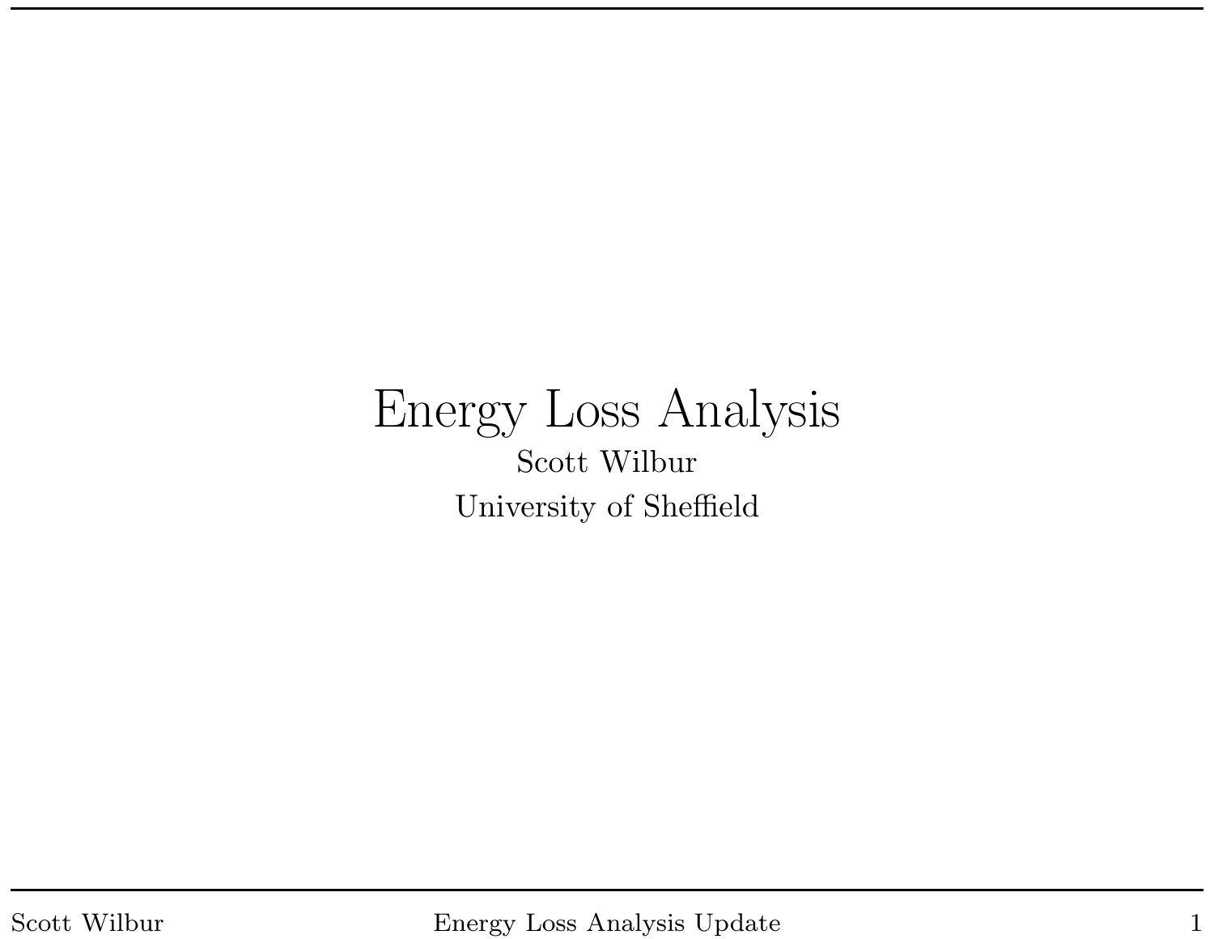# Energy Loss Analysis

Scott Wilbur

University of Sheffield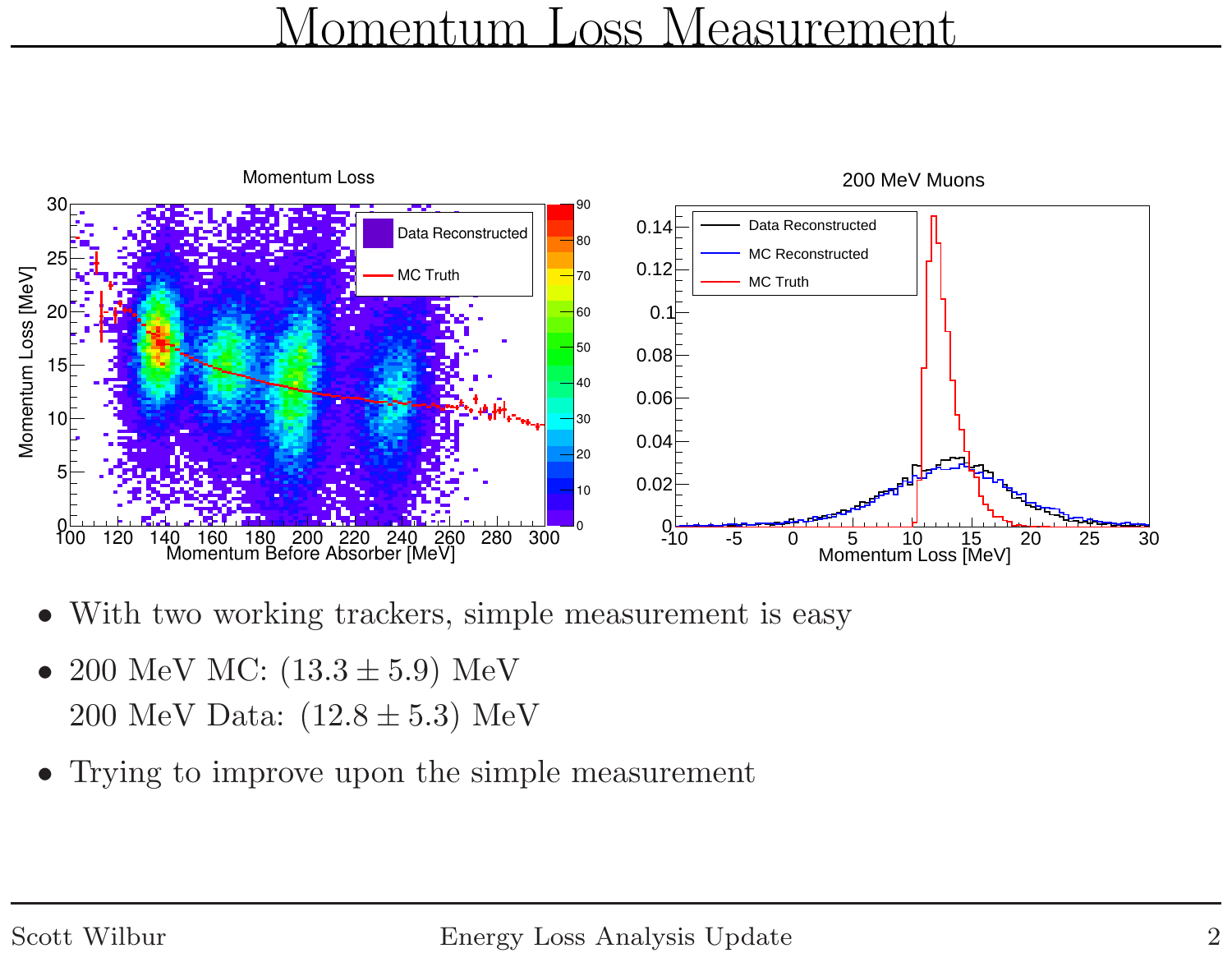# Momentum Loss Measurement

- With two working trackers, simple measurement is easy
- 200 MeV MC: $(13.3 \pm 5.9)$ MeV
  200 MeV Data: $(12.8 \pm 5.3)$ MeV
- Trying to improve upon the simple measurement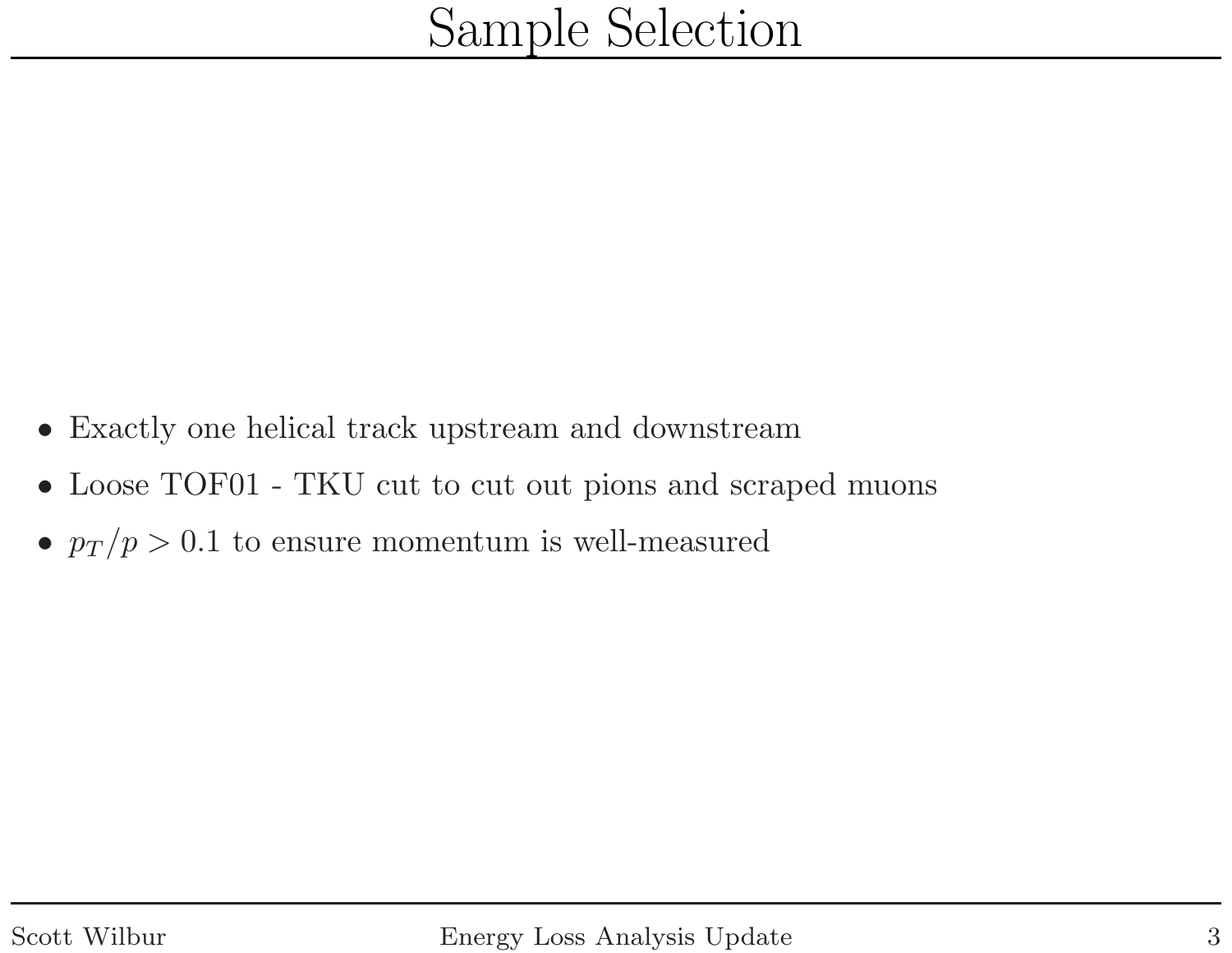# Sample Selection

- Exactly one helical track upstream and downstream
- Loose TOF01 - TKU cut to cut out pions and scraped muons
- $p_T/p > 0.1$ to ensure momentum is well-measured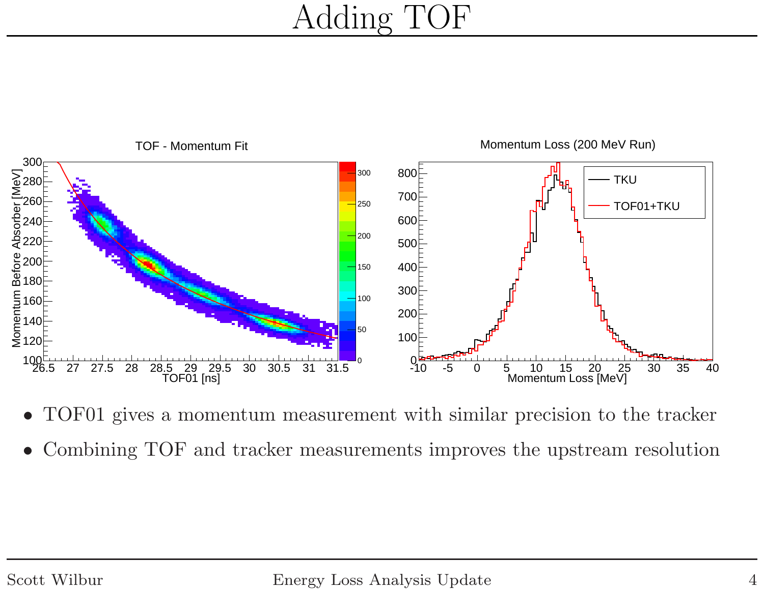# Adding TOF

- TOF01 gives a momentum measurement with similar precision to the tracker
- Combining TOF and tracker measurements improves the upstream resolution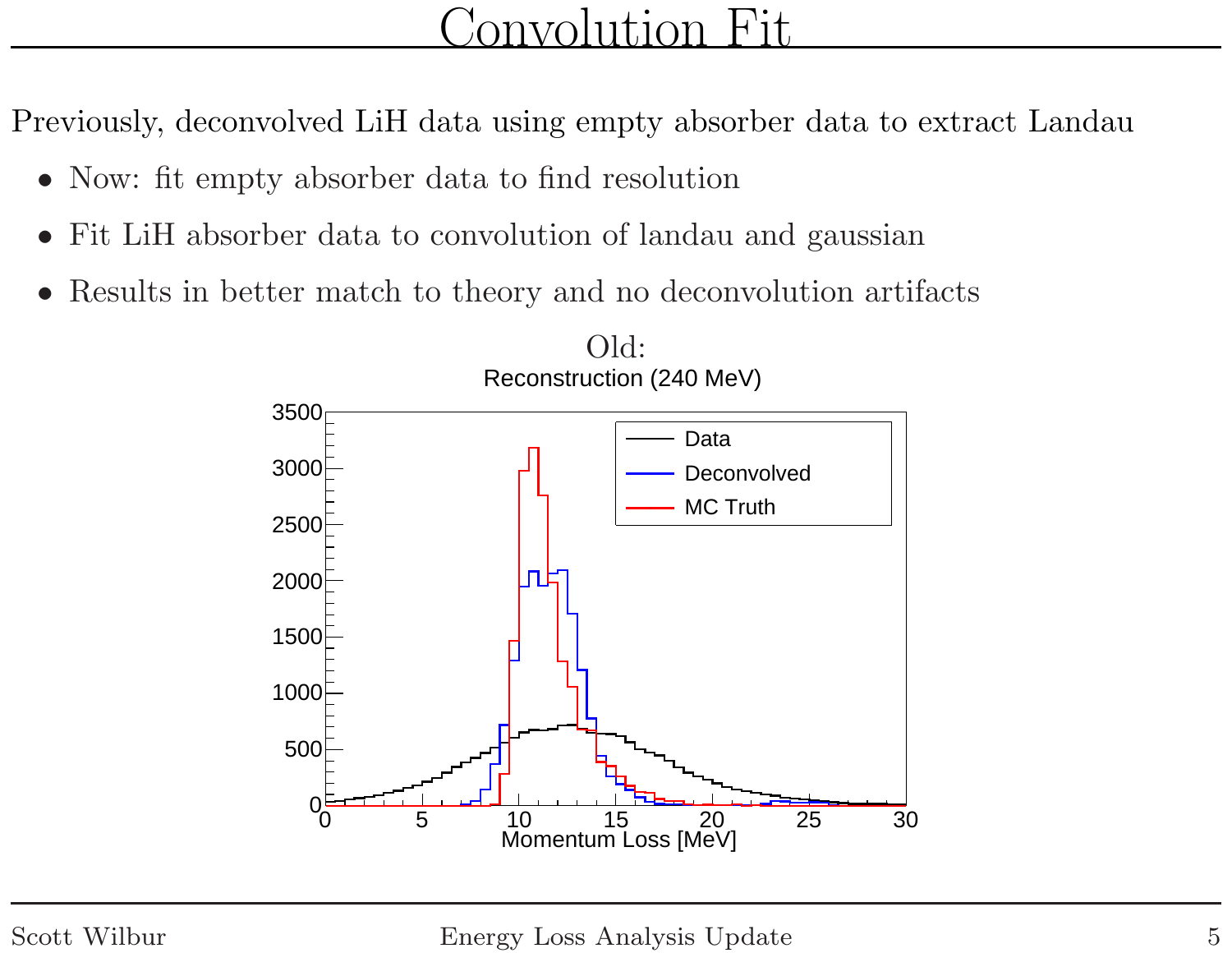# Convolution Fit

Previously, deconvolved LiH data using empty absorber data to extract Landau

- Now: fit empty absorber data to find resolution
- Fit LiH absorber data to convolution of landau and gaussian
- Results in better match to theory and no deconvolution artifacts

Old: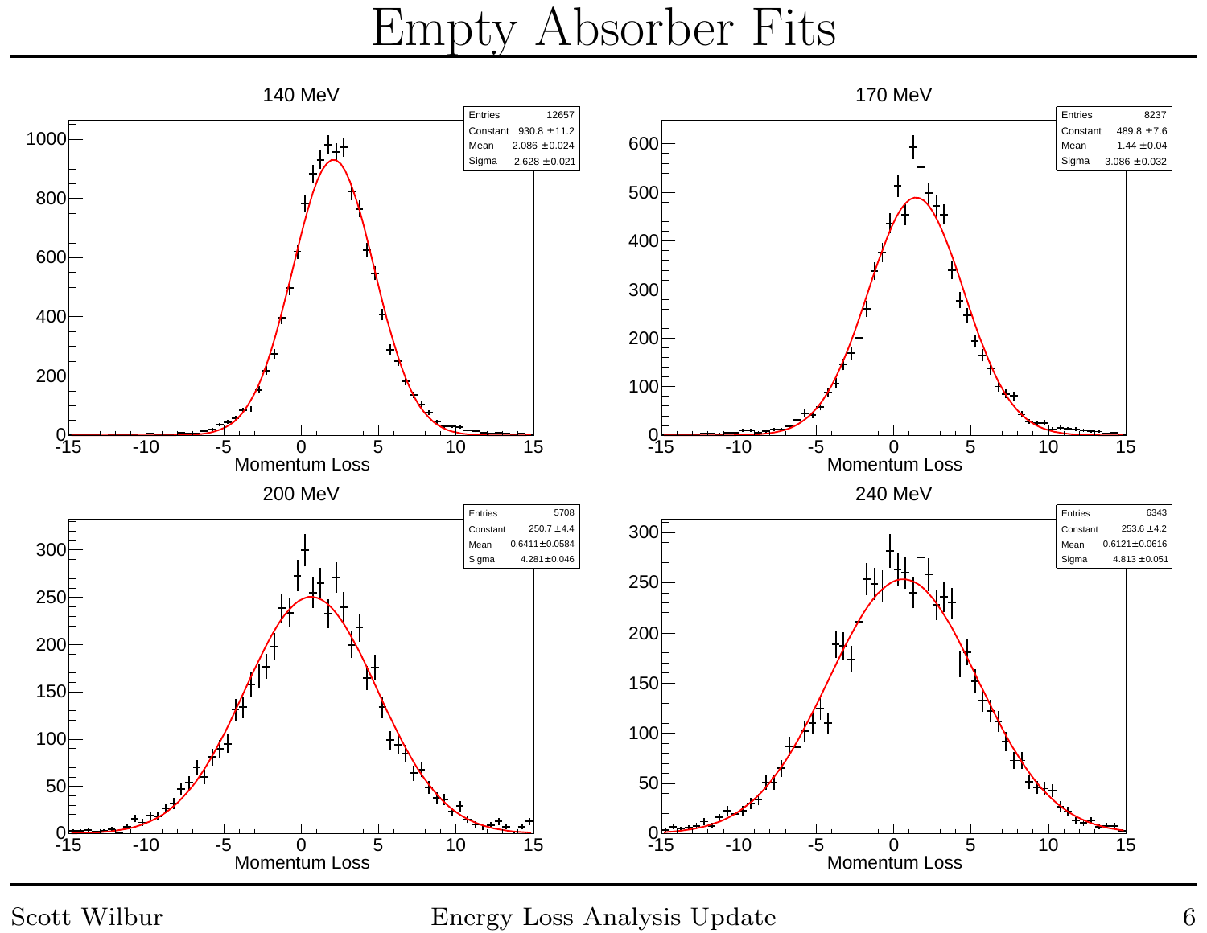# Empty Absorber Fits

## 140 MeV

| | |
|---|---|
| Entries | 12657 |
| Constant | 930.8 ± 11.2 |
| Mean | 2.086 ± 0.024 |
| Sigma | 2.628 ± 0.021 |

Momentum Loss

## 170 MeV

| | |
|---|---|
| Entries | 8237 |
| Constant | 489.8 ± 7.6 |
| Mean | 1.44 ± 0.04 |
| Sigma | 3.086 ± 0.032 |

Momentum Loss

## 200 MeV

| | |
|---|---|
| Entries | 5708 |
| Constant | 250.7 ± 4.4 |
| Mean | 0.6411 ± 0.0584 |
| Sigma | 4.281 ± 0.046 |

Momentum Loss

## 240 MeV

| | |
|---|---|
| Entries | 6343 |
| Constant | 253.6 ± 4.2 |
| Mean | 0.6121 ± 0.0616 |
| Sigma | 4.813 ± 0.051 |

Momentum Loss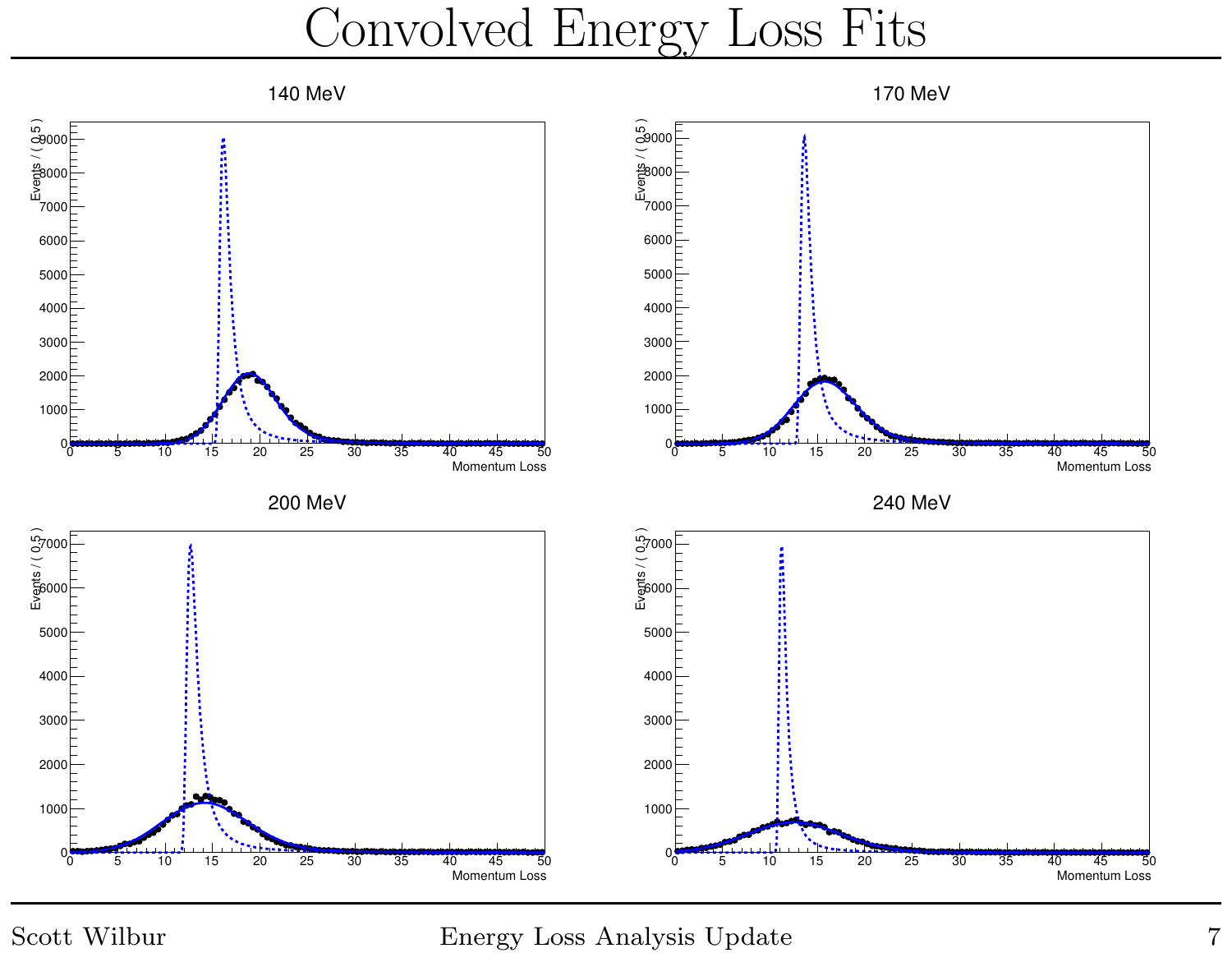# Convolved Energy Loss Fits

140 MeV

170 MeV

200 MeV

240 MeV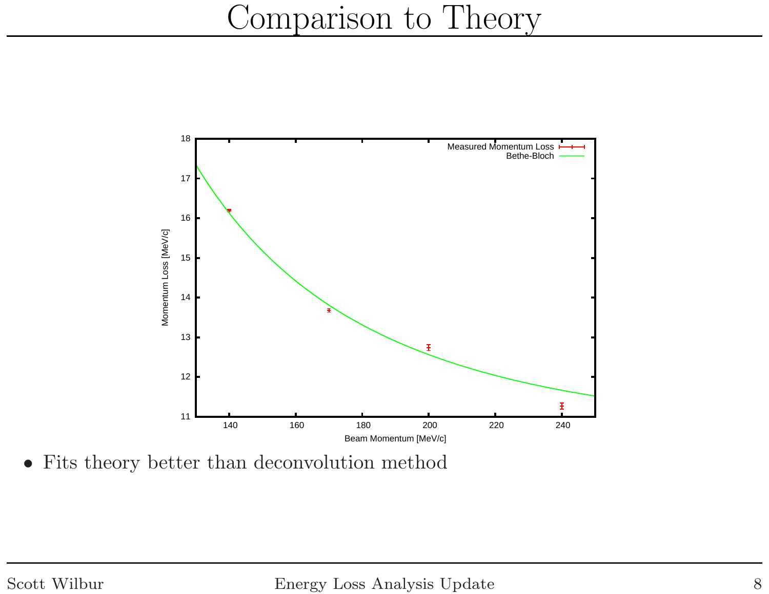# Comparison to Theory

- Fits theory better than deconvolution method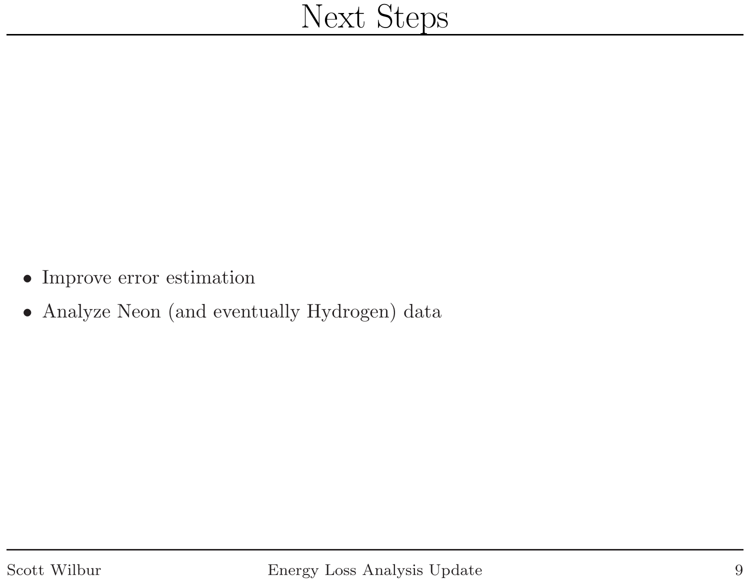# Next Steps

- Improve error estimation
- Analyze Neon (and eventually Hydrogen) data